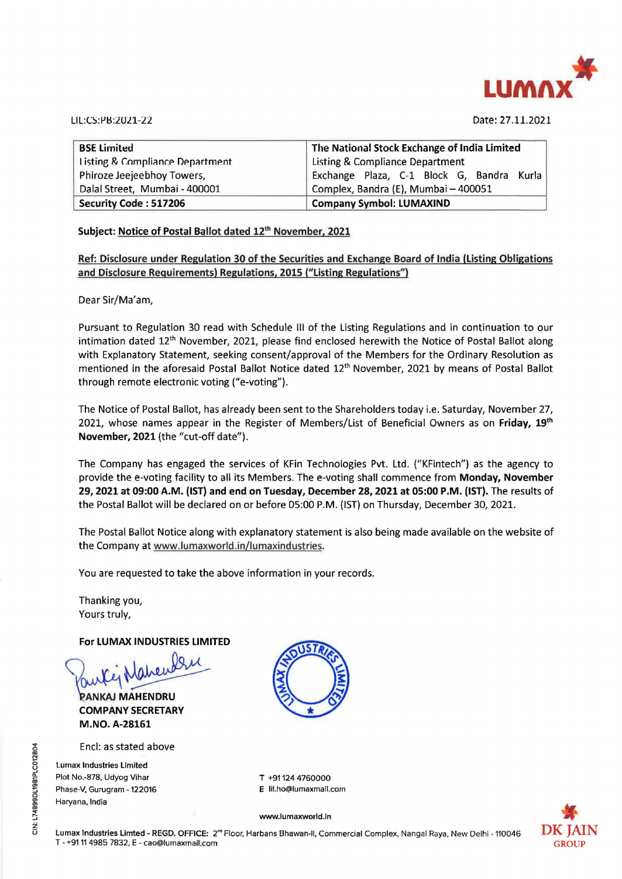LIL:CS:PB:2021-22

Date: 27.11.2021

| BSE Limited | The National Stock Exchange of India Limited |
|---|---|
| Listing & Compliance Department<br>Phiroze Jeejeebhoy Towers,<br>Dalal Street, Mumbai - 400001 | Listing & Compliance Department<br>Exchange Plaza, C-1 Block G, Bandra Kurla Complex, Bandra (E), Mumbai – 400051 |
| **Security Code : 517206** | **Company Symbol: LUMAXIND** |

**Subject: Notice of Postal Ballot dated 12th November, 2021**

**Ref: Disclosure under Regulation 30 of the Securities and Exchange Board of India (Listing Obligations and Disclosure Requirements) Regulations, 2015 ("Listing Regulations")**

Dear Sir/Ma'am,

Pursuant to Regulation 30 read with Schedule III of the Listing Regulations and in continuation to our intimation dated 12th November, 2021, please find enclosed herewith the Notice of Postal Ballot along with Explanatory Statement, seeking consent/approval of the Members for the Ordinary Resolution as mentioned in the aforesaid Postal Ballot Notice dated 12th November, 2021 by means of Postal Ballot through remote electronic voting ("e-voting").

The Notice of Postal Ballot, has already been sent to the Shareholders today i.e. Saturday, November 27, 2021, whose names appear in the Register of Members/List of Beneficial Owners as on **Friday, 19th November, 2021** (the "cut-off date").

The Company has engaged the services of KFin Technologies Pvt. Ltd. ("KFintech") as the agency to provide the e-voting facility to all its Members. The e-voting shall commence from **Monday, November 29, 2021 at 09:00 A.M. (IST) and end on Tuesday, December 28, 2021 at 05:00 P.M. (IST).** The results of the Postal Ballot will be declared on or before 05:00 P.M. (IST) on Thursday, December 30, 2021.

The Postal Ballot Notice along with explanatory statement is also being made available on the website of the Company at www.lumaxworld.in/lumaxindustries.

You are requested to take the above information in your records.

Thanking you,
Yours truly,

**For LUMAX INDUSTRIES LIMITED**

**PANKAJ MAHENDRU**
**COMPANY SECRETARY**
**M.NO. A-28161**

Encl: as stated above

Lumax Industries Limited
Plot No.-878, Udyog Vihar
Phase-V, Gurugram - 122016
Haryana, India

T +91 124 4760000
E lil.ho@lumaxmail.com

www.lumaxworld.in

Lumax Industries Limted - REGD. OFFICE: 2nd Floor, Harbans Bhawan-II, Commercial Complex, Nangal Raya, New Delhi - 110046
T - +91 11 4985 7832, E - cao@lumaxmail.com

CIN: L74899DL1981PLC012804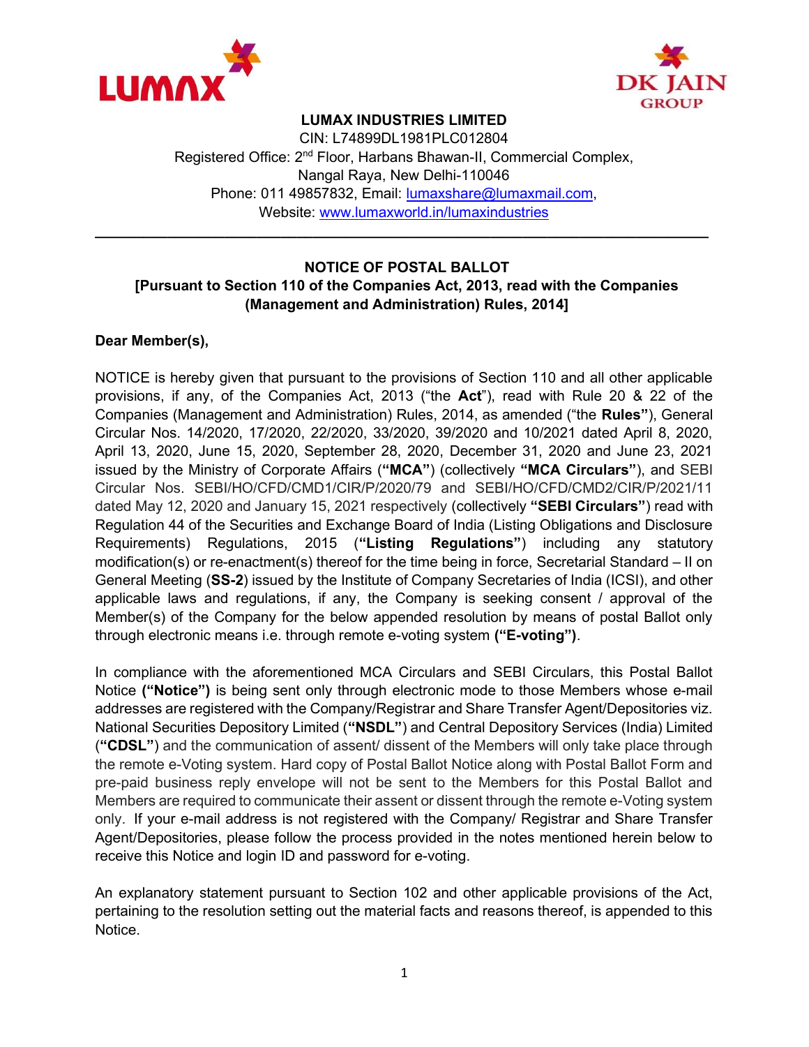**LUMAX INDUSTRIES LIMITED**

CIN: L74899DL1981PLC012804

Registered Office: 2nd Floor, Harbans Bhawan-II, Commercial Complex, Nangal Raya, New Delhi-110046

Phone: 011 49857832, Email: lumaxshare@lumaxmail.com,

Website: www.lumaxworld.in/lumaxindustries

---

## NOTICE OF POSTAL BALLOT

**[Pursuant to Section 110 of the Companies Act, 2013, read with the Companies (Management and Administration) Rules, 2014]**

**Dear Member(s),**

NOTICE is hereby given that pursuant to the provisions of Section 110 and all other applicable provisions, if any, of the Companies Act, 2013 ("the **Act**"), read with Rule 20 & 22 of the Companies (Management and Administration) Rules, 2014, as amended ("the **Rules"**), General Circular Nos. 14/2020, 17/2020, 22/2020, 33/2020, 39/2020 and 10/2021 dated April 8, 2020, April 13, 2020, June 15, 2020, September 28, 2020, December 31, 2020 and June 23, 2021 issued by the Ministry of Corporate Affairs (**"MCA"**) (collectively **"MCA Circulars"**), and SEBI Circular Nos. SEBI/HO/CFD/CMD1/CIR/P/2020/79 and SEBI/HO/CFD/CMD2/CIR/P/2021/11 dated May 12, 2020 and January 15, 2021 respectively (collectively **"SEBI Circulars"**) read with Regulation 44 of the Securities and Exchange Board of India (Listing Obligations and Disclosure Requirements) Regulations, 2015 (**"Listing Regulations"**) including any statutory modification(s) or re-enactment(s) thereof for the time being in force, Secretarial Standard – II on General Meeting (**SS-2**) issued by the Institute of Company Secretaries of India (ICSI), and other applicable laws and regulations, if any, the Company is seeking consent / approval of the Member(s) of the Company for the below appended resolution by means of postal Ballot only through electronic means i.e. through remote e-voting system **("E-voting")**.

In compliance with the aforementioned MCA Circulars and SEBI Circulars, this Postal Ballot Notice **("Notice")** is being sent only through electronic mode to those Members whose e-mail addresses are registered with the Company/Registrar and Share Transfer Agent/Depositories viz. National Securities Depository Limited (**"NSDL"**) and Central Depository Services (India) Limited (**"CDSL"**) and the communication of assent/ dissent of the Members will only take place through the remote e-Voting system. Hard copy of Postal Ballot Notice along with Postal Ballot Form and pre-paid business reply envelope will not be sent to the Members for this Postal Ballot and Members are required to communicate their assent or dissent through the remote e-Voting system only. If your e-mail address is not registered with the Company/ Registrar and Share Transfer Agent/Depositories, please follow the process provided in the notes mentioned herein below to receive this Notice and login ID and password for e-voting.

An explanatory statement pursuant to Section 102 and other applicable provisions of the Act, pertaining to the resolution setting out the material facts and reasons thereof, is appended to this Notice.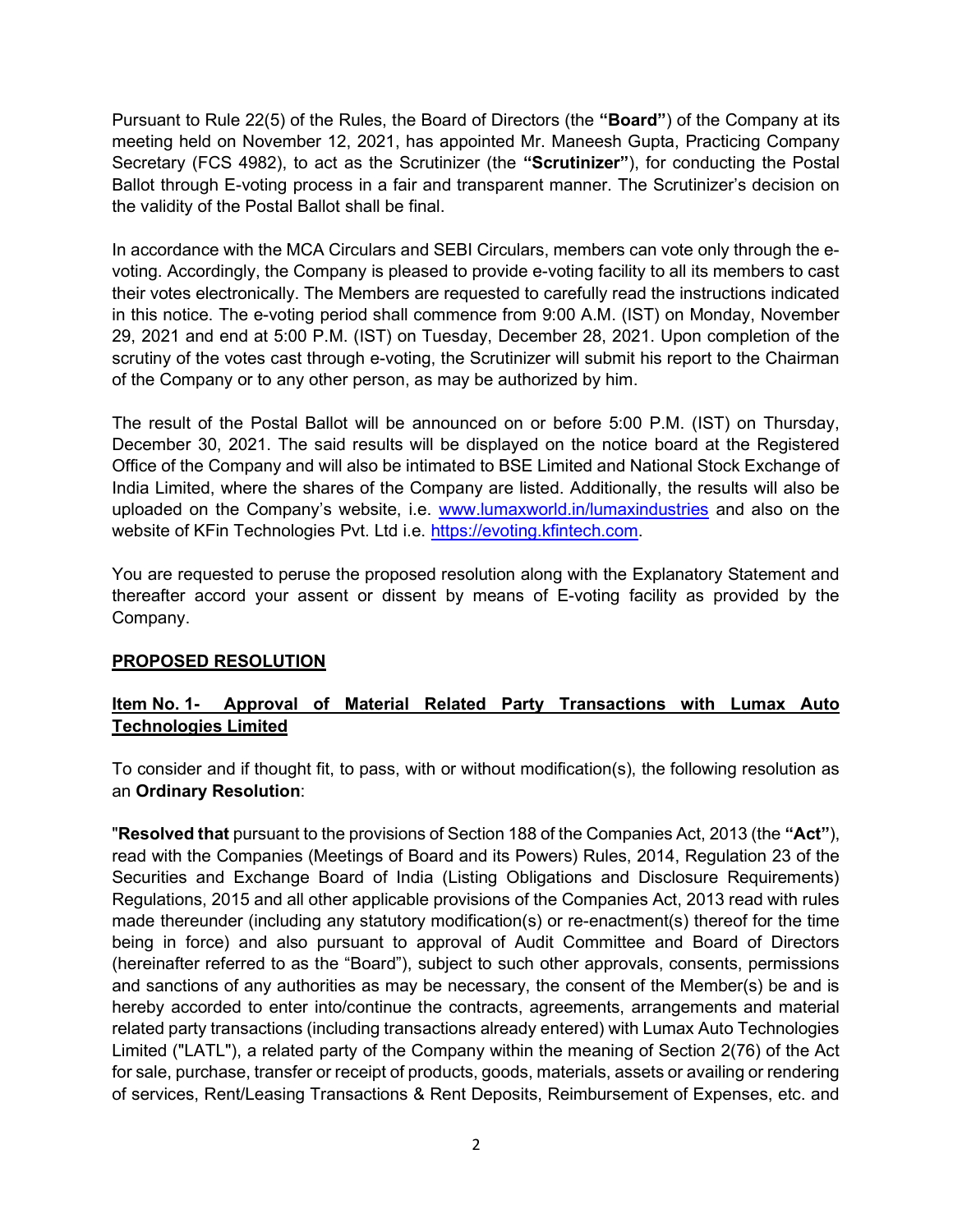Pursuant to Rule 22(5) of the Rules, the Board of Directors (the **"Board"**) of the Company at its meeting held on November 12, 2021, has appointed Mr. Maneesh Gupta, Practicing Company Secretary (FCS 4982), to act as the Scrutinizer (the **"Scrutinizer"**), for conducting the Postal Ballot through E-voting process in a fair and transparent manner. The Scrutinizer's decision on the validity of the Postal Ballot shall be final.

In accordance with the MCA Circulars and SEBI Circulars, members can vote only through the e-voting. Accordingly, the Company is pleased to provide e-voting facility to all its members to cast their votes electronically. The Members are requested to carefully read the instructions indicated in this notice. The e-voting period shall commence from 9:00 A.M. (IST) on Monday, November 29, 2021 and end at 5:00 P.M. (IST) on Tuesday, December 28, 2021. Upon completion of the scrutiny of the votes cast through e-voting, the Scrutinizer will submit his report to the Chairman of the Company or to any other person, as may be authorized by him.

The result of the Postal Ballot will be announced on or before 5:00 P.M. (IST) on Thursday, December 30, 2021. The said results will be displayed on the notice board at the Registered Office of the Company and will also be intimated to BSE Limited and National Stock Exchange of India Limited, where the shares of the Company are listed. Additionally, the results will also be uploaded on the Company's website, i.e. www.lumaxworld.in/lumaxindustries and also on the website of KFin Technologies Pvt. Ltd i.e. https://evoting.kfintech.com.

You are requested to peruse the proposed resolution along with the Explanatory Statement and thereafter accord your assent or dissent by means of E-voting facility as provided by the Company.

## PROPOSED RESOLUTION

### Item No. 1- Approval of Material Related Party Transactions with Lumax Auto Technologies Limited

To consider and if thought fit, to pass, with or without modification(s), the following resolution as an **Ordinary Resolution**:

"**Resolved that** pursuant to the provisions of Section 188 of the Companies Act, 2013 (the **"Act"**), read with the Companies (Meetings of Board and its Powers) Rules, 2014, Regulation 23 of the Securities and Exchange Board of India (Listing Obligations and Disclosure Requirements) Regulations, 2015 and all other applicable provisions of the Companies Act, 2013 read with rules made thereunder (including any statutory modification(s) or re-enactment(s) thereof for the time being in force) and also pursuant to approval of Audit Committee and Board of Directors (hereinafter referred to as the "Board"), subject to such other approvals, consents, permissions and sanctions of any authorities as may be necessary, the consent of the Member(s) be and is hereby accorded to enter into/continue the contracts, agreements, arrangements and material related party transactions (including transactions already entered) with Lumax Auto Technologies Limited ("LATL"), a related party of the Company within the meaning of Section 2(76) of the Act for sale, purchase, transfer or receipt of products, goods, materials, assets or availing or rendering of services, Rent/Leasing Transactions & Rent Deposits, Reimbursement of Expenses, etc. and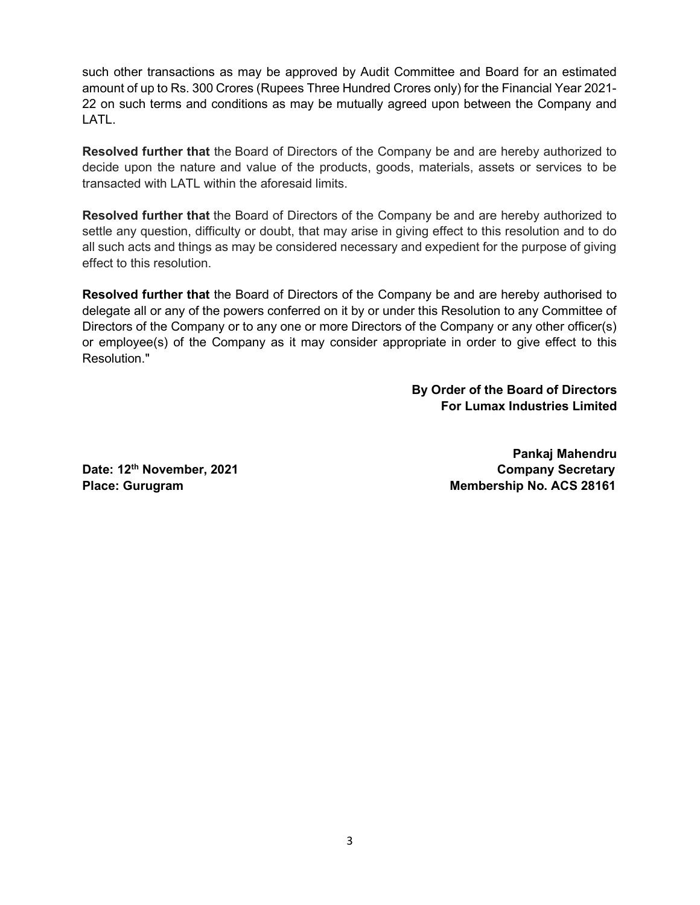such other transactions as may be approved by Audit Committee and Board for an estimated amount of up to Rs. 300 Crores (Rupees Three Hundred Crores only) for the Financial Year 2021-22 on such terms and conditions as may be mutually agreed upon between the Company and LATL.

**Resolved further that** the Board of Directors of the Company be and are hereby authorized to decide upon the nature and value of the products, goods, materials, assets or services to be transacted with LATL within the aforesaid limits.

**Resolved further that** the Board of Directors of the Company be and are hereby authorized to settle any question, difficulty or doubt, that may arise in giving effect to this resolution and to do all such acts and things as may be considered necessary and expedient for the purpose of giving effect to this resolution.

**Resolved further that** the Board of Directors of the Company be and are hereby authorised to delegate all or any of the powers conferred on it by or under this Resolution to any Committee of Directors of the Company or to any one or more Directors of the Company or any other officer(s) or employee(s) of the Company as it may consider appropriate in order to give effect to this Resolution."

**By Order of the Board of Directors**
**For Lumax Industries Limited**

**Pankaj Mahendru**
**Company Secretary**
**Membership No. ACS 28161**

**Date: 12th November, 2021**
**Place: Gurugram**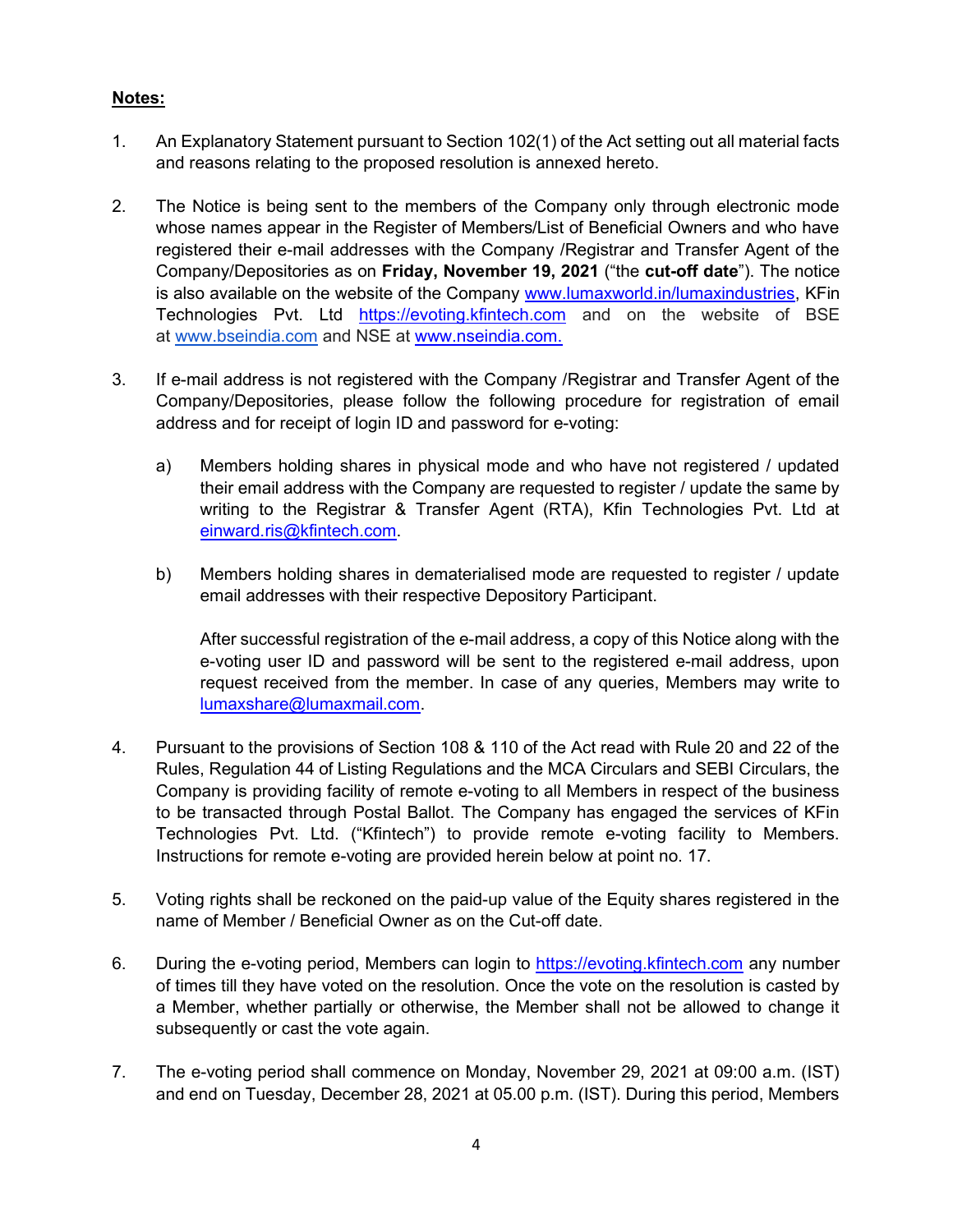**Notes:**

1. An Explanatory Statement pursuant to Section 102(1) of the Act setting out all material facts and reasons relating to the proposed resolution is annexed hereto.

2. The Notice is being sent to the members of the Company only through electronic mode whose names appear in the Register of Members/List of Beneficial Owners and who have registered their e-mail addresses with the Company /Registrar and Transfer Agent of the Company/Depositories as on **Friday, November 19, 2021** ("the **cut-off date**"). The notice is also available on the website of the Company www.lumaxworld.in/lumaxindustries, KFin Technologies Pvt. Ltd https://evoting.kfintech.com and on the website of BSE at www.bseindia.com and NSE at www.nseindia.com.

3. If e-mail address is not registered with the Company /Registrar and Transfer Agent of the Company/Depositories, please follow the following procedure for registration of email address and for receipt of login ID and password for e-voting:

   a) Members holding shares in physical mode and who have not registered / updated their email address with the Company are requested to register / update the same by writing to the Registrar & Transfer Agent (RTA), Kfin Technologies Pvt. Ltd at einward.ris@kfintech.com.

   b) Members holding shares in dematerialised mode are requested to register / update email addresses with their respective Depository Participant.

   After successful registration of the e-mail address, a copy of this Notice along with the e-voting user ID and password will be sent to the registered e-mail address, upon request received from the member. In case of any queries, Members may write to lumaxshare@lumaxmail.com.

4. Pursuant to the provisions of Section 108 & 110 of the Act read with Rule 20 and 22 of the Rules, Regulation 44 of Listing Regulations and the MCA Circulars and SEBI Circulars, the Company is providing facility of remote e-voting to all Members in respect of the business to be transacted through Postal Ballot. The Company has engaged the services of KFin Technologies Pvt. Ltd. ("Kfintech") to provide remote e-voting facility to Members. Instructions for remote e-voting are provided herein below at point no. 17.

5. Voting rights shall be reckoned on the paid-up value of the Equity shares registered in the name of Member / Beneficial Owner as on the Cut-off date.

6. During the e-voting period, Members can login to https://evoting.kfintech.com any number of times till they have voted on the resolution. Once the vote on the resolution is casted by a Member, whether partially or otherwise, the Member shall not be allowed to change it subsequently or cast the vote again.

7. The e-voting period shall commence on Monday, November 29, 2021 at 09:00 a.m. (IST) and end on Tuesday, December 28, 2021 at 05.00 p.m. (IST). During this period, Members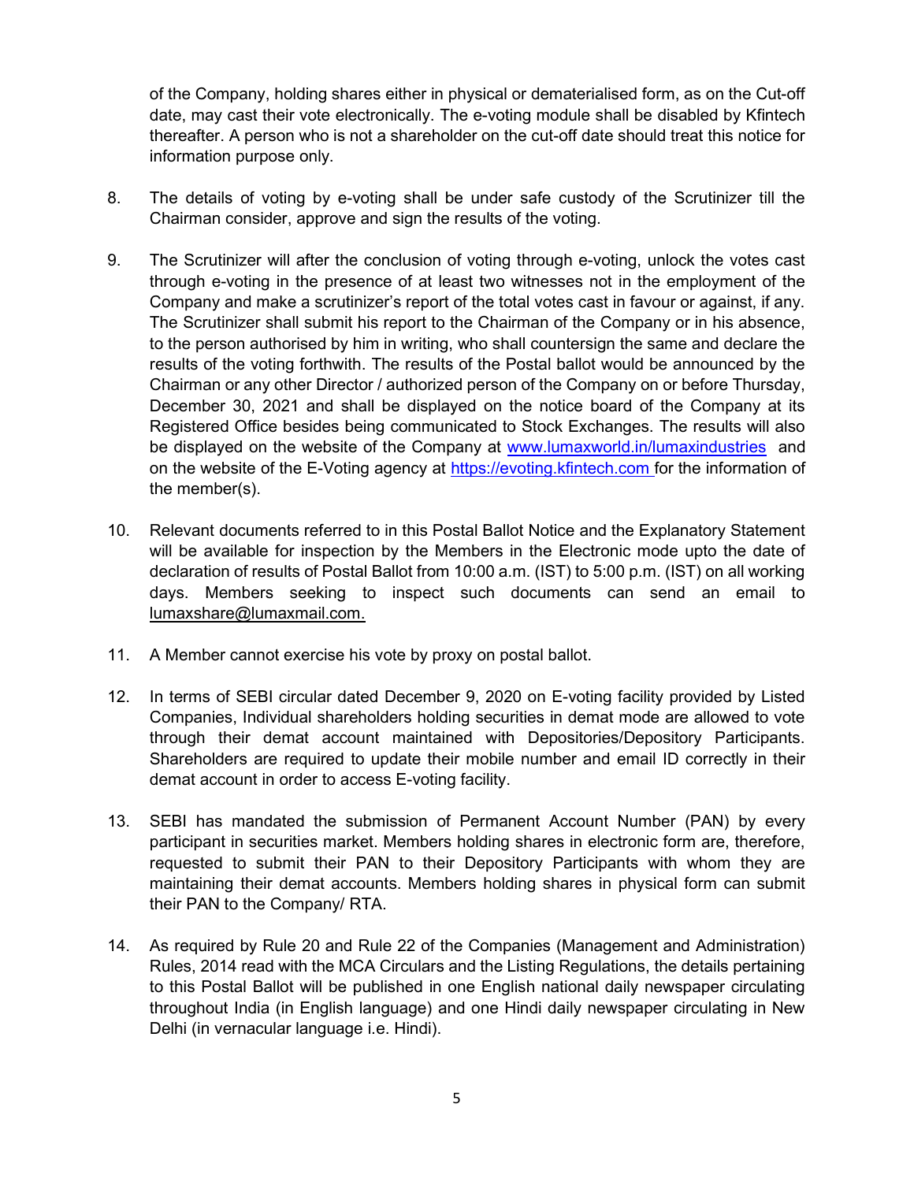of the Company, holding shares either in physical or dematerialised form, as on the Cut-off date, may cast their vote electronically. The e-voting module shall be disabled by Kfintech thereafter. A person who is not a shareholder on the cut-off date should treat this notice for information purpose only.

8. The details of voting by e-voting shall be under safe custody of the Scrutinizer till the Chairman consider, approve and sign the results of the voting.

9. The Scrutinizer will after the conclusion of voting through e-voting, unlock the votes cast through e-voting in the presence of at least two witnesses not in the employment of the Company and make a scrutinizer's report of the total votes cast in favour or against, if any. The Scrutinizer shall submit his report to the Chairman of the Company or in his absence, to the person authorised by him in writing, who shall countersign the same and declare the results of the voting forthwith. The results of the Postal ballot would be announced by the Chairman or any other Director / authorized person of the Company on or before Thursday, December 30, 2021 and shall be displayed on the notice board of the Company at its Registered Office besides being communicated to Stock Exchanges. The results will also be displayed on the website of the Company at www.lumaxworld.in/lumaxindustries and on the website of the E-Voting agency at https://evoting.kfintech.com for the information of the member(s).

10. Relevant documents referred to in this Postal Ballot Notice and the Explanatory Statement will be available for inspection by the Members in the Electronic mode upto the date of declaration of results of Postal Ballot from 10:00 a.m. (IST) to 5:00 p.m. (IST) on all working days. Members seeking to inspect such documents can send an email to lumaxshare@lumaxmail.com.

11. A Member cannot exercise his vote by proxy on postal ballot.

12. In terms of SEBI circular dated December 9, 2020 on E-voting facility provided by Listed Companies, Individual shareholders holding securities in demat mode are allowed to vote through their demat account maintained with Depositories/Depository Participants. Shareholders are required to update their mobile number and email ID correctly in their demat account in order to access E-voting facility.

13. SEBI has mandated the submission of Permanent Account Number (PAN) by every participant in securities market. Members holding shares in electronic form are, therefore, requested to submit their PAN to their Depository Participants with whom they are maintaining their demat accounts. Members holding shares in physical form can submit their PAN to the Company/ RTA.

14. As required by Rule 20 and Rule 22 of the Companies (Management and Administration) Rules, 2014 read with the MCA Circulars and the Listing Regulations, the details pertaining to this Postal Ballot will be published in one English national daily newspaper circulating throughout India (in English language) and one Hindi daily newspaper circulating in New Delhi (in vernacular language i.e. Hindi).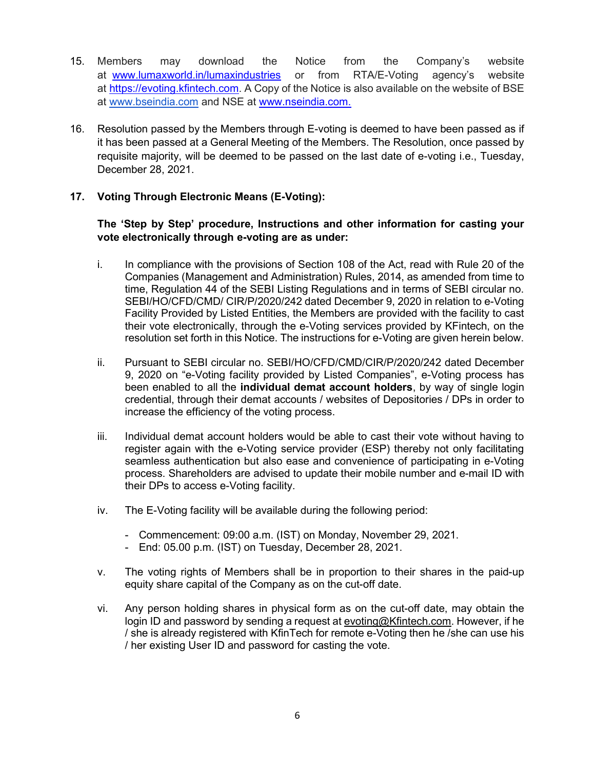15. Members may download the Notice from the Company's website at www.lumaxworld.in/lumaxindustries or from RTA/E-Voting agency's website at https://evoting.kfintech.com. A Copy of the Notice is also available on the website of BSE at www.bseindia.com and NSE at www.nseindia.com.

16. Resolution passed by the Members through E-voting is deemed to have been passed as if it has been passed at a General Meeting of the Members. The Resolution, once passed by requisite majority, will be deemed to be passed on the last date of e-voting i.e., Tuesday, December 28, 2021.

17. **Voting Through Electronic Means (E-Voting):**

    **The 'Step by Step' procedure, Instructions and other information for casting your vote electronically through e-voting are as under:**

    i. In compliance with the provisions of Section 108 of the Act, read with Rule 20 of the Companies (Management and Administration) Rules, 2014, as amended from time to time, Regulation 44 of the SEBI Listing Regulations and in terms of SEBI circular no. SEBI/HO/CFD/CMD/ CIR/P/2020/242 dated December 9, 2020 in relation to e-Voting Facility Provided by Listed Entities, the Members are provided with the facility to cast their vote electronically, through the e-Voting services provided by KFintech, on the resolution set forth in this Notice. The instructions for e-Voting are given herein below.

    ii. Pursuant to SEBI circular no. SEBI/HO/CFD/CMD/CIR/P/2020/242 dated December 9, 2020 on "e-Voting facility provided by Listed Companies", e-Voting process has been enabled to all the **individual demat account holders**, by way of single login credential, through their demat accounts / websites of Depositories / DPs in order to increase the efficiency of the voting process.

    iii. Individual demat account holders would be able to cast their vote without having to register again with the e-Voting service provider (ESP) thereby not only facilitating seamless authentication but also ease and convenience of participating in e-Voting process. Shareholders are advised to update their mobile number and e-mail ID with their DPs to access e-Voting facility.

    iv. The E-Voting facility will be available during the following period:

    - Commencement: 09:00 a.m. (IST) on Monday, November 29, 2021.
    - End: 05.00 p.m. (IST) on Tuesday, December 28, 2021.

    v. The voting rights of Members shall be in proportion to their shares in the paid-up equity share capital of the Company as on the cut-off date.

    vi. Any person holding shares in physical form as on the cut-off date, may obtain the login ID and password by sending a request at evoting@Kfintech.com. However, if he / she is already registered with KfinTech for remote e-Voting then he /she can use his / her existing User ID and password for casting the vote.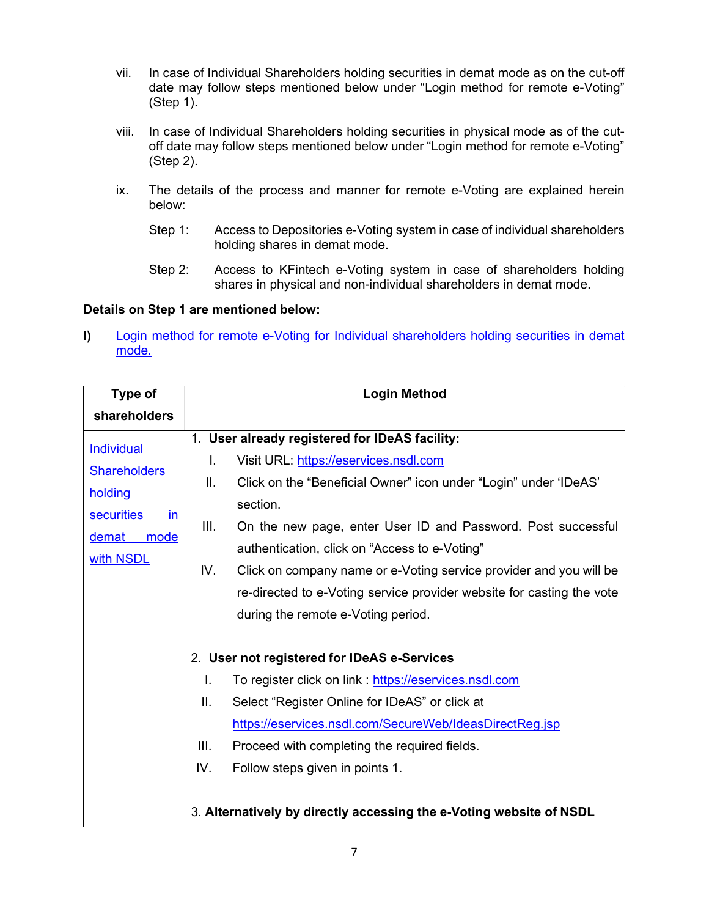vii. In case of Individual Shareholders holding securities in demat mode as on the cut-off date may follow steps mentioned below under "Login method for remote e-Voting" (Step 1).

viii. In case of Individual Shareholders holding securities in physical mode as of the cut-off date may follow steps mentioned below under "Login method for remote e-Voting" (Step 2).

ix. The details of the process and manner for remote e-Voting are explained herein below:

Step 1: Access to Depositories e-Voting system in case of individual shareholders holding shares in demat mode.

Step 2: Access to KFintech e-Voting system in case of shareholders holding shares in physical and non-individual shareholders in demat mode.

**Details on Step 1 are mentioned below:**

**I)** Login method for remote e-Voting for Individual shareholders holding securities in demat mode.

| Type of shareholders | Login Method |
|---|---|
| Individual Shareholders holding securities in demat mode with NSDL | 1. **User already registered for IDeAS facility:**<br>I. Visit URL: https://eservices.nsdl.com<br>II. Click on the "Beneficial Owner" icon under "Login" under 'IDeAS' section.<br>III. On the new page, enter User ID and Password. Post successful authentication, click on "Access to e-Voting"<br>IV. Click on company name or e-Voting service provider and you will be re-directed to e-Voting service provider website for casting the vote during the remote e-Voting period.<br><br>2. **User not registered for IDeAS e-Services**<br>I. To register click on link : https://eservices.nsdl.com<br>II. Select "Register Online for IDeAS" or click at https://eservices.nsdl.com/SecureWeb/IdeasDirectReg.jsp<br>III. Proceed with completing the required fields.<br>IV. Follow steps given in points 1.<br><br>3. **Alternatively by directly accessing the e-Voting website of NSDL** |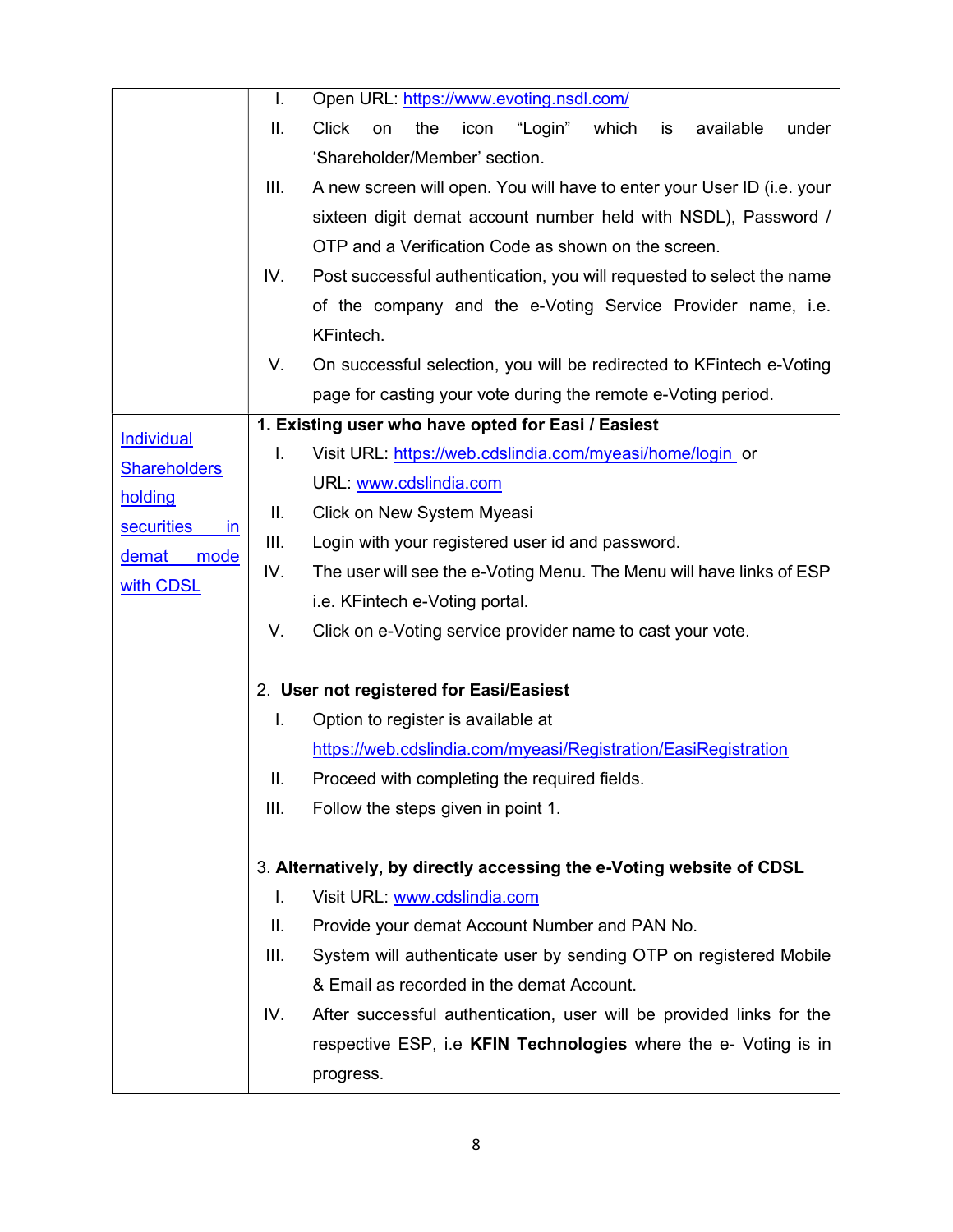| | |
|---|---|
| | I. Open URL: [https://www.evoting.nsdl.com/](https://www.evoting.nsdl.com/)<br>II. Click on the icon "Login" which is available under 'Shareholder/Member' section.<br>III. A new screen will open. You will have to enter your User ID (i.e. your sixteen digit demat account number held with NSDL), Password / OTP and a Verification Code as shown on the screen.<br>IV. Post successful authentication, you will requested to select the name of the company and the e-Voting Service Provider name, i.e. KFintech.<br>V. On successful selection, you will be redirected to KFintech e-Voting page for casting your vote during the remote e-Voting period. |
| Individual Shareholders holding securities in demat mode with CDSL | **1. Existing user who have opted for Easi / Easiest**<br>I. Visit URL: [https://web.cdslindia.com/myeasi/home/login](https://web.cdslindia.com/myeasi/home/login) or URL: [www.cdslindia.com](http://www.cdslindia.com)<br>II. Click on New System Myeasi<br>III. Login with your registered user id and password.<br>IV. The user will see the e-Voting Menu. The Menu will have links of ESP i.e. KFintech e-Voting portal.<br>V. Click on e-Voting service provider name to cast your vote.<br><br>2. **User not registered for Easi/Easiest**<br>I. Option to register is available at [https://web.cdslindia.com/myeasi/Registration/EasiRegistration](https://web.cdslindia.com/myeasi/Registration/EasiRegistration)<br>II. Proceed with completing the required fields.<br>III. Follow the steps given in point 1.<br><br>3. **Alternatively, by directly accessing the e-Voting website of CDSL**<br>I. Visit URL: [www.cdslindia.com](http://www.cdslindia.com)<br>II. Provide your demat Account Number and PAN No.<br>III. System will authenticate user by sending OTP on registered Mobile & Email as recorded in the demat Account.<br>IV. After successful authentication, user will be provided links for the respective ESP, i.e **KFIN Technologies** where the e- Voting is in progress. |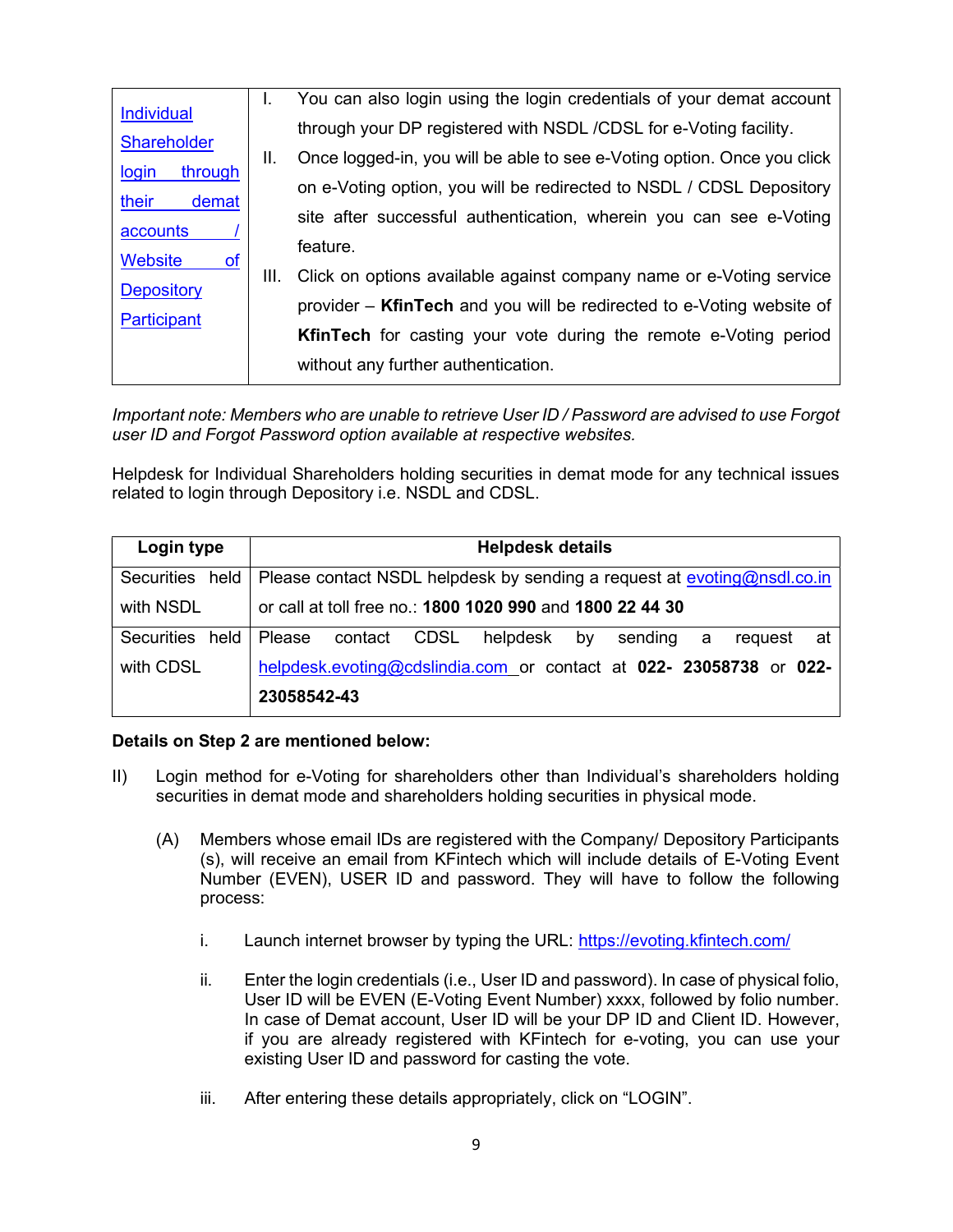| Individual Shareholder login through their demat accounts / Website of Depository Participant | I. You can also login using the login credentials of your demat account through your DP registered with NSDL /CDSL for e-Voting facility.<br>II. Once logged-in, you will be able to see e-Voting option. Once you click on e-Voting option, you will be redirected to NSDL / CDSL Depository site after successful authentication, wherein you can see e-Voting feature.<br>III. Click on options available against company name or e-Voting service provider – **KfinTech** and you will be redirected to e-Voting website of **KfinTech** for casting your vote during the remote e-Voting period without any further authentication. |
|---|---|

*Important note: Members who are unable to retrieve User ID / Password are advised to use Forgot user ID and Forgot Password option available at respective websites.*

Helpdesk for Individual Shareholders holding securities in demat mode for any technical issues related to login through Depository i.e. NSDL and CDSL.

| Login type | Helpdesk details |
|---|---|
| Securities held with NSDL | Please contact NSDL helpdesk by sending a request at evoting@nsdl.co.in or call at toll free no.: **1800 1020 990** and **1800 22 44 30** |
| Securities held with CDSL | Please contact CDSL helpdesk by sending a request at helpdesk.evoting@cdslindia.com or contact at **022- 23058738** or **022-23058542-43** |

**Details on Step 2 are mentioned below:**

II) Login method for e-Voting for shareholders other than Individual's shareholders holding securities in demat mode and shareholders holding securities in physical mode.

(A) Members whose email IDs are registered with the Company/ Depository Participants (s), will receive an email from KFintech which will include details of E-Voting Event Number (EVEN), USER ID and password. They will have to follow the following process:

i. Launch internet browser by typing the URL: https://evoting.kfintech.com/

ii. Enter the login credentials (i.e., User ID and password). In case of physical folio, User ID will be EVEN (E-Voting Event Number) xxxx, followed by folio number. In case of Demat account, User ID will be your DP ID and Client ID. However, if you are already registered with KFintech for e-voting, you can use your existing User ID and password for casting the vote.

iii. After entering these details appropriately, click on "LOGIN".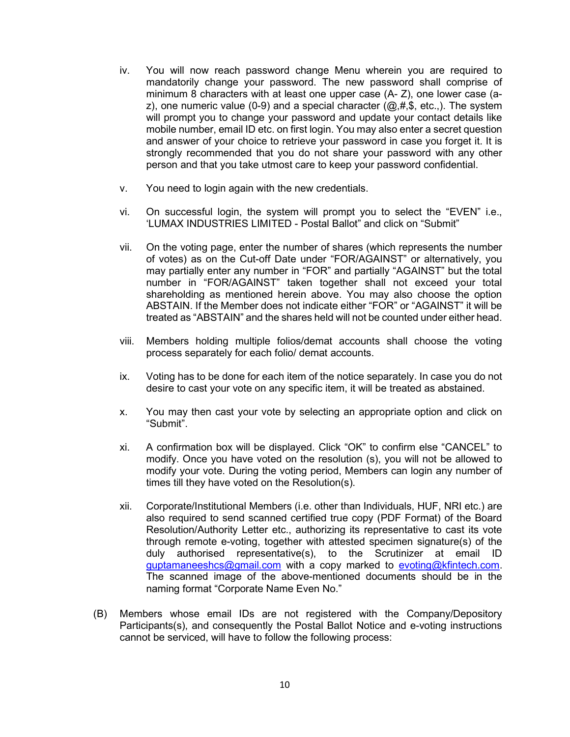iv. You will now reach password change Menu wherein you are required to mandatorily change your password. The new password shall comprise of minimum 8 characters with at least one upper case (A- Z), one lower case (a-z), one numeric value (0-9) and a special character (@,#,$, etc.,). The system will prompt you to change your password and update your contact details like mobile number, email ID etc. on first login. You may also enter a secret question and answer of your choice to retrieve your password in case you forget it. It is strongly recommended that you do not share your password with any other person and that you take utmost care to keep your password confidential.

v. You need to login again with the new credentials.

vi. On successful login, the system will prompt you to select the "EVEN" i.e., 'LUMAX INDUSTRIES LIMITED - Postal Ballot" and click on "Submit"

vii. On the voting page, enter the number of shares (which represents the number of votes) as on the Cut-off Date under "FOR/AGAINST" or alternatively, you may partially enter any number in "FOR" and partially "AGAINST" but the total number in "FOR/AGAINST" taken together shall not exceed your total shareholding as mentioned herein above. You may also choose the option ABSTAIN. If the Member does not indicate either "FOR" or "AGAINST" it will be treated as "ABSTAIN" and the shares held will not be counted under either head.

viii. Members holding multiple folios/demat accounts shall choose the voting process separately for each folio/ demat accounts.

ix. Voting has to be done for each item of the notice separately. In case you do not desire to cast your vote on any specific item, it will be treated as abstained.

x. You may then cast your vote by selecting an appropriate option and click on "Submit".

xi. A confirmation box will be displayed. Click "OK" to confirm else "CANCEL" to modify. Once you have voted on the resolution (s), you will not be allowed to modify your vote. During the voting period, Members can login any number of times till they have voted on the Resolution(s).

xii. Corporate/Institutional Members (i.e. other than Individuals, HUF, NRI etc.) are also required to send scanned certified true copy (PDF Format) of the Board Resolution/Authority Letter etc., authorizing its representative to cast its vote through remote e-voting, together with attested specimen signature(s) of the duly authorised representative(s), to the Scrutinizer at email ID guptamaneeshcs@gmail.com with a copy marked to evoting@kfintech.com. The scanned image of the above-mentioned documents should be in the naming format "Corporate Name Even No."

(B) Members whose email IDs are not registered with the Company/Depository Participants(s), and consequently the Postal Ballot Notice and e-voting instructions cannot be serviced, will have to follow the following process: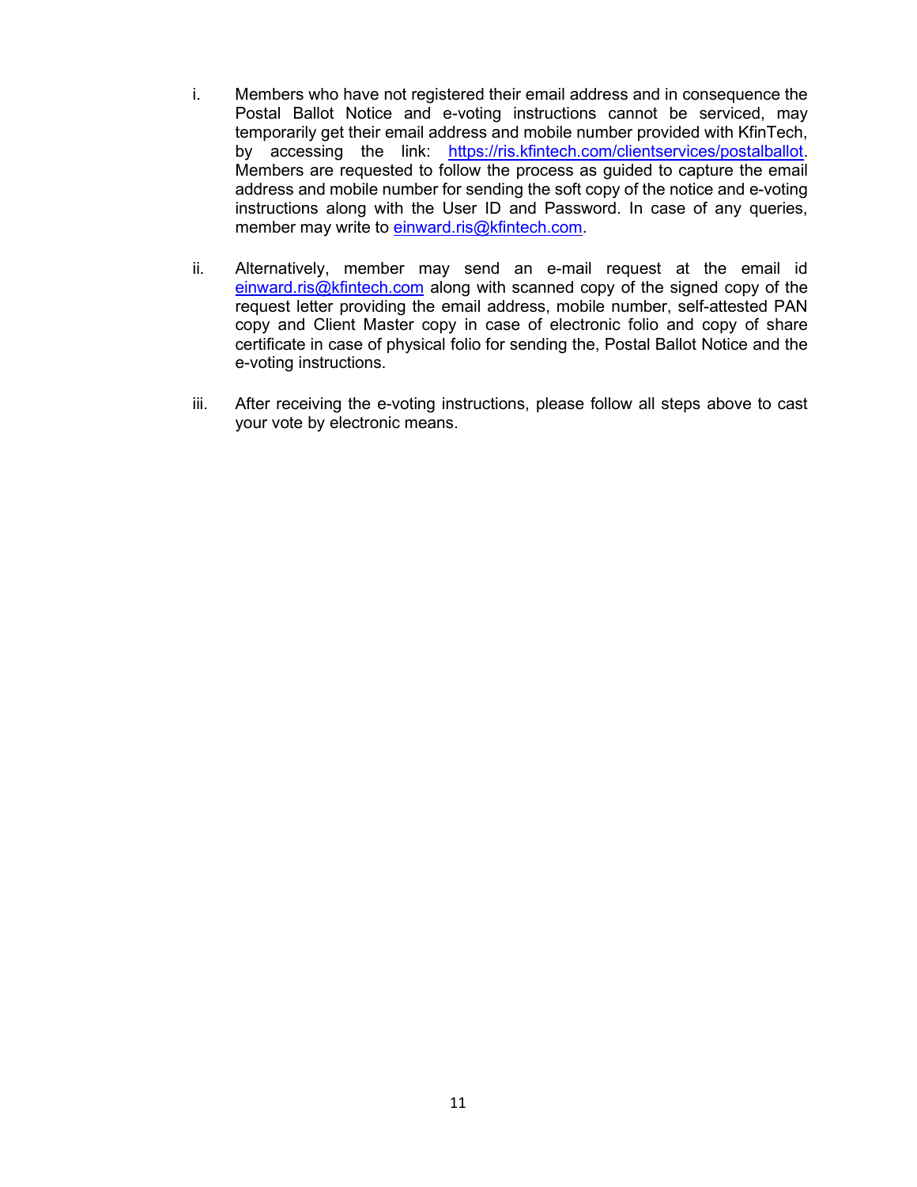i. Members who have not registered their email address and in consequence the Postal Ballot Notice and e-voting instructions cannot be serviced, may temporarily get their email address and mobile number provided with KfinTech, by accessing the link: https://ris.kfintech.com/clientservices/postalballot. Members are requested to follow the process as guided to capture the email address and mobile number for sending the soft copy of the notice and e-voting instructions along with the User ID and Password. In case of any queries, member may write to einward.ris@kfintech.com.

ii. Alternatively, member may send an e-mail request at the email id einward.ris@kfintech.com along with scanned copy of the signed copy of the request letter providing the email address, mobile number, self-attested PAN copy and Client Master copy in case of electronic folio and copy of share certificate in case of physical folio for sending the, Postal Ballot Notice and the e-voting instructions.

iii. After receiving the e-voting instructions, please follow all steps above to cast your vote by electronic means.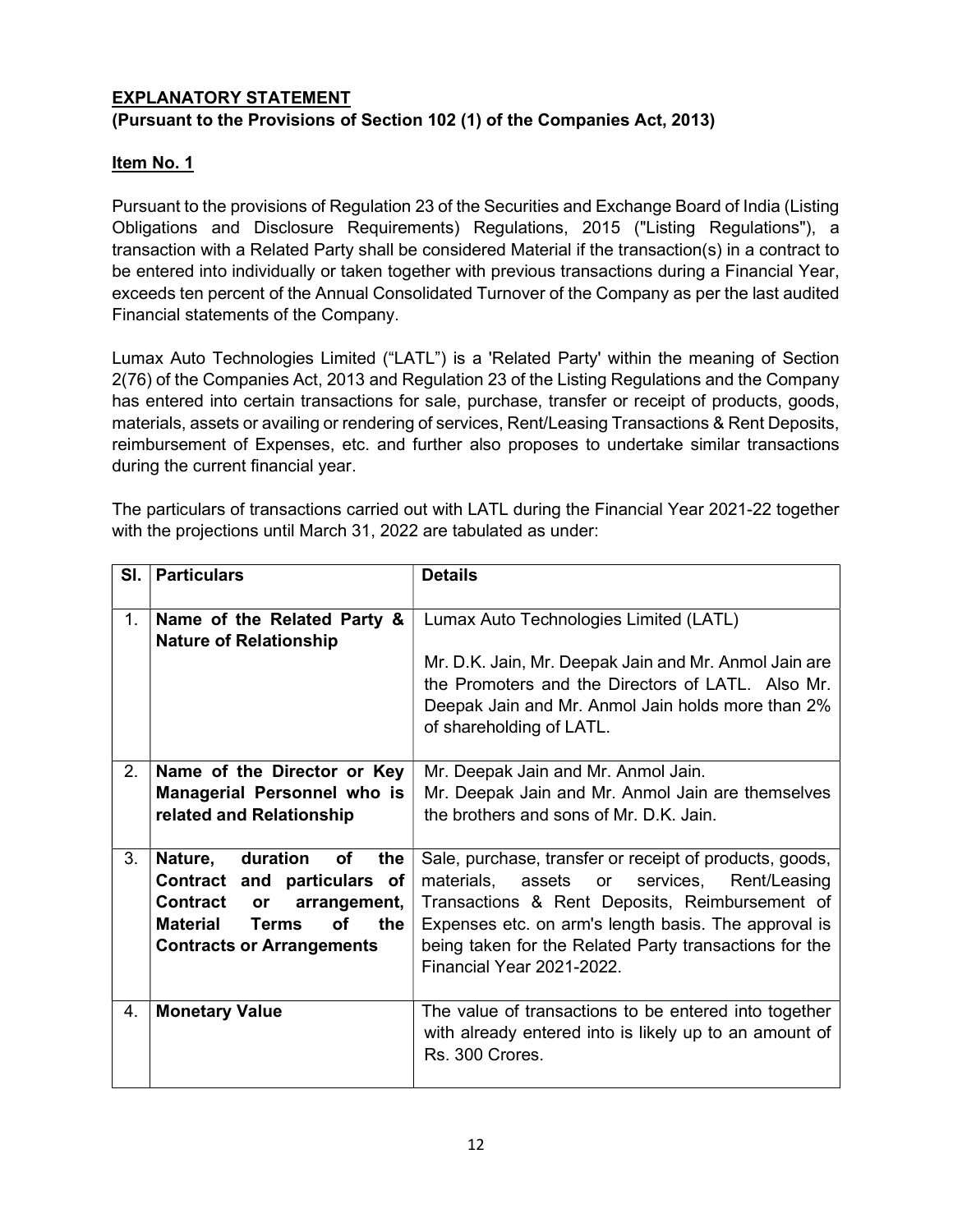**EXPLANATORY STATEMENT**
**(Pursuant to the Provisions of Section 102 (1) of the Companies Act, 2013)**

**Item No. 1**

Pursuant to the provisions of Regulation 23 of the Securities and Exchange Board of India (Listing Obligations and Disclosure Requirements) Regulations, 2015 ("Listing Regulations"), a transaction with a Related Party shall be considered Material if the transaction(s) in a contract to be entered into individually or taken together with previous transactions during a Financial Year, exceeds ten percent of the Annual Consolidated Turnover of the Company as per the last audited Financial statements of the Company.

Lumax Auto Technologies Limited ("LATL") is a 'Related Party' within the meaning of Section 2(76) of the Companies Act, 2013 and Regulation 23 of the Listing Regulations and the Company has entered into certain transactions for sale, purchase, transfer or receipt of products, goods, materials, assets or availing or rendering of services, Rent/Leasing Transactions & Rent Deposits, reimbursement of Expenses, etc. and further also proposes to undertake similar transactions during the current financial year.

The particulars of transactions carried out with LATL during the Financial Year 2021-22 together with the projections until March 31, 2022 are tabulated as under:

| Sl. | Particulars | Details |
|---|---|---|
| 1. | **Name of the Related Party & Nature of Relationship** | Lumax Auto Technologies Limited (LATL)<br><br>Mr. D.K. Jain, Mr. Deepak Jain and Mr. Anmol Jain are the Promoters and the Directors of LATL. Also Mr. Deepak Jain and Mr. Anmol Jain holds more than 2% of shareholding of LATL. |
| 2. | **Name of the Director or Key Managerial Personnel who is related and Relationship** | Mr. Deepak Jain and Mr. Anmol Jain.<br>Mr. Deepak Jain and Mr. Anmol Jain are themselves the brothers and sons of Mr. D.K. Jain. |
| 3. | **Nature, duration of the Contract and particulars of Contract or arrangement, Material Terms of the Contracts or Arrangements** | Sale, purchase, transfer or receipt of products, goods, materials, assets or services, Rent/Leasing Transactions & Rent Deposits, Reimbursement of Expenses etc. on arm's length basis. The approval is being taken for the Related Party transactions for the Financial Year 2021-2022. |
| 4. | **Monetary Value** | The value of transactions to be entered into together with already entered into is likely up to an amount of Rs. 300 Crores. |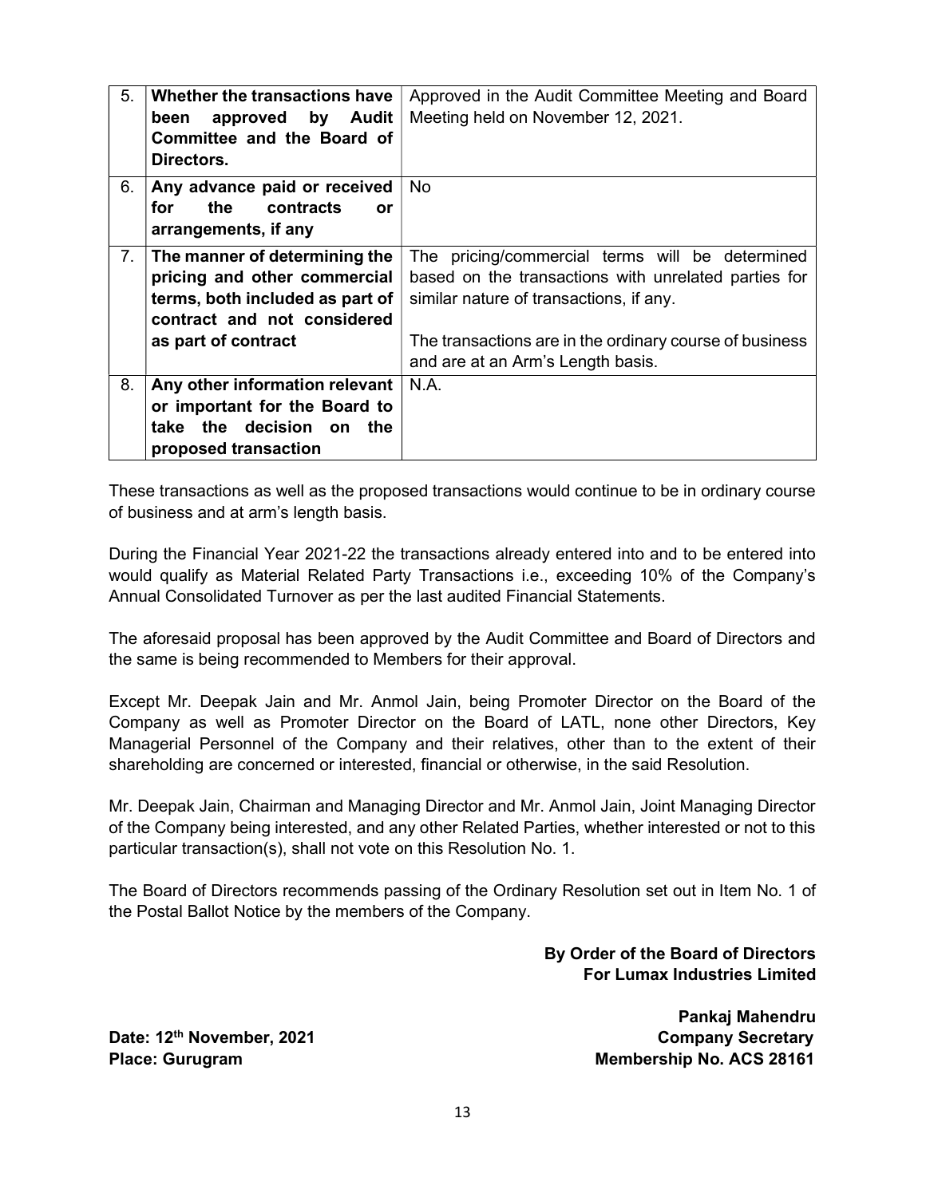| | | |
|---|---|---|
| 5. | **Whether the transactions have been approved by Audit Committee and the Board of Directors.** | Approved in the Audit Committee Meeting and Board Meeting held on November 12, 2021. |
| 6. | **Any advance paid or received for the contracts or arrangements, if any** | No |
| 7. | **The manner of determining the pricing and other commercial terms, both included as part of contract and not considered as part of contract** | The pricing/commercial terms will be determined based on the transactions with unrelated parties for similar nature of transactions, if any.<br><br>The transactions are in the ordinary course of business and are at an Arm's Length basis. |
| 8. | **Any other information relevant or important for the Board to take the decision on the proposed transaction** | N.A. |

These transactions as well as the proposed transactions would continue to be in ordinary course of business and at arm's length basis.

During the Financial Year 2021-22 the transactions already entered into and to be entered into would qualify as Material Related Party Transactions i.e., exceeding 10% of the Company's Annual Consolidated Turnover as per the last audited Financial Statements.

The aforesaid proposal has been approved by the Audit Committee and Board of Directors and the same is being recommended to Members for their approval.

Except Mr. Deepak Jain and Mr. Anmol Jain, being Promoter Director on the Board of the Company as well as Promoter Director on the Board of LATL, none other Directors, Key Managerial Personnel of the Company and their relatives, other than to the extent of their shareholding are concerned or interested, financial or otherwise, in the said Resolution.

Mr. Deepak Jain, Chairman and Managing Director and Mr. Anmol Jain, Joint Managing Director of the Company being interested, and any other Related Parties, whether interested or not to this particular transaction(s), shall not vote on this Resolution No. 1.

The Board of Directors recommends passing of the Ordinary Resolution set out in Item No. 1 of the Postal Ballot Notice by the members of the Company.

**By Order of the Board of Directors**
**For Lumax Industries Limited**

**Pankaj Mahendru**
**Company Secretary**
**Membership No. ACS 28161**

**Date: 12th November, 2021**
**Place: Gurugram**